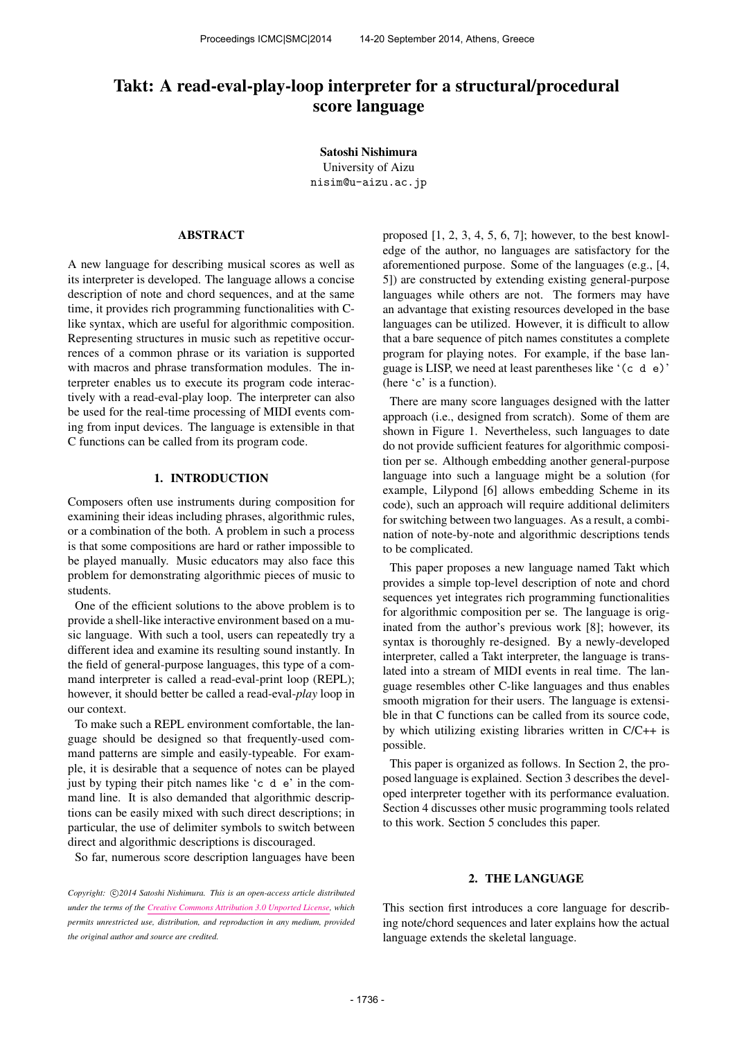# Takt: A read-eval-play-loop interpreter for a structural/procedural score language

**Satoshi Nishimura**
University of Aizu
nisim@u-aizu.ac.jp

## ABSTRACT

A new language for describing musical scores as well as its interpreter is developed. The language allows a concise description of note and chord sequences, and at the same time, it provides rich programming functionalities with C-like syntax, which are useful for algorithmic composition. Representing structures in music such as repetitive occurrences of a common phrase or its variation is supported with macros and phrase transformation modules. The interpreter enables us to execute its program code interactively with a read-eval-play loop. The interpreter can also be used for the real-time processing of MIDI events coming from input devices. The language is extensible in that C functions can be called from its program code.

## 1. INTRODUCTION

Composers often use instruments during composition for examining their ideas including phrases, algorithmic rules, or a combination of the both. A problem in such a process is that some compositions are hard or rather impossible to be played manually. Music educators may also face this problem for demonstrating algorithmic pieces of music to students.

One of the efficient solutions to the above problem is to provide a shell-like interactive environment based on a music language. With such a tool, users can repeatedly try a different idea and examine its resulting sound instantly. In the field of general-purpose languages, this type of a command interpreter is called a read-eval-print loop (REPL); however, it should better be called a read-eval-*play* loop in our context.

To make such a REPL environment comfortable, the language should be designed so that frequently-used command patterns are simple and easily-typeable. For example, it is desirable that a sequence of notes can be played just by typing their pitch names like '`c d e`' in the command line. It is also demanded that algorithmic descriptions can be easily mixed with such direct descriptions; in particular, the use of delimiter symbols to switch between direct and algorithmic descriptions is discouraged.

So far, numerous score description languages have been proposed [1, 2, 3, 4, 5, 6, 7]; however, to the best knowledge of the author, no languages are satisfactory for the aforementioned purpose. Some of the languages (e.g., [4, 5]) are constructed by extending existing general-purpose languages while others are not. The formers may have an advantage that existing resources developed in the base languages can be utilized. However, it is difficult to allow that a bare sequence of pitch names constitutes a complete program for playing notes. For example, if the base language is LISP, we need at least parentheses like '`(c d e)`' (here '`c`' is a function).

There are many score languages designed with the latter approach (i.e., designed from scratch). Some of them are shown in Figure 1. Nevertheless, such languages to date do not provide sufficient features for algorithmic composition per se. Although embedding another general-purpose language into such a language might be a solution (for example, Lilypond [6] allows embedding Scheme in its code), such an approach will require additional delimiters for switching between two languages. As a result, a combination of note-by-note and algorithmic descriptions tends to be complicated.

This paper proposes a new language named Takt which provides a simple top-level description of note and chord sequences yet integrates rich programming functionalities for algorithmic composition per se. The language is originated from the author's previous work [8]; however, its syntax is thoroughly re-designed. By a newly-developed interpreter, called a Takt interpreter, the language is translated into a stream of MIDI events in real time. The language resembles other C-like languages and thus enables smooth migration for their users. The language is extensible in that C functions can be called from its source code, by which utilizing existing libraries written in C/C++ is possible.

This paper is organized as follows. In Section 2, the proposed language is explained. Section 3 describes the developed interpreter together with its performance evaluation. Section 4 discusses other music programming tools related to this work. Section 5 concludes this paper.

## 2. THE LANGUAGE

This section first introduces a core language for describing note/chord sequences and later explains how the actual language extends the skeletal language.

*Copyright: ©2014 Satoshi Nishimura. This is an open-access article distributed under the terms of the Creative Commons Attribution 3.0 Unported License, which permits unrestricted use, distribution, and reproduction in any medium, provided the original author and source are credited.*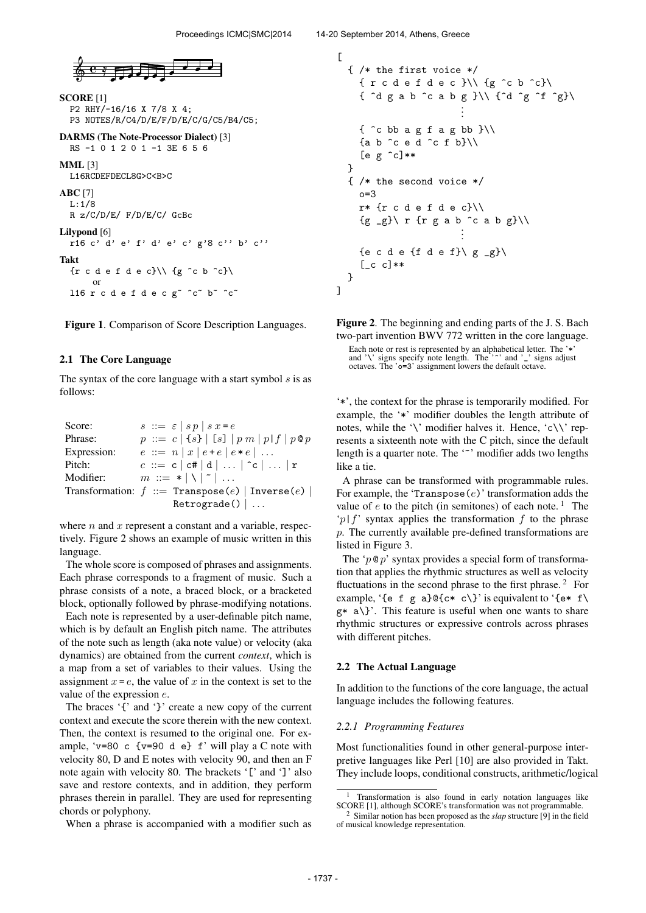**SCORE** [1]

```
P2 RHY/-16/16 X 7/8 X 4;
P3 NOTES/R/C4/D/E/F/D/E/C/G/C5/B4/C5;
```

**DARMS (The Note-Processor Dialect)** [3]

```
RS -1 0 1 2 0 1 -1 3E 6 5 6
```

**MML** [3]

```
L16RCDEFDECL8G>C<B>C
```

**ABC** [7]

```
L:1/8
R z/C/D/E/ F/D/E/C/ GcBc
```

**Lilypond** [6]

```
r16 c' d' e' f' d' e' c' g'8 c'' b' c''
```

**Takt**

```
{r c d e f d e c}\\ {g ^c b ^c}\
    or
l16 r c d e f d e c g~ ^c~ b~ ^c~
```

**Figure 1**. Comparison of Score Description Languages.

### 2.1 The Core Language

The syntax of the core language with a start symbol $s$ is as follows:

| | |
|---|---|
| Score: | $s$ ::= $\varepsilon$ \| $s\,p$ \| $s\,x$ = $e$ |
| Phrase: | $p$ ::= $c$ \| `{`$s$`}` \| `[`$s$`]` \| $p\,m$ \| $p$\|$f$ \| $p$ @ $p$ |
| Expression: | $e$ ::= $n$ \| $x$ \| $e$ + $e$ \| $e$ * $e$ \| ... |
| Pitch: | $c$ ::= `c` \| `c#` \| `d` \| ... \| `^c` \| ... \| `r` |
| Modifier: | $m$ ::= `*` \| `\` \| `~` \| ... |
| Transformation: | $f$ ::= `Transpose(`$e$`)` \| `Inverse(`$e$`)` \| `Retrograde()` \| ... |

where $n$ and $x$ represent a constant and a variable, respectively. Figure 2 shows an example of music written in this language.

The whole score is composed of phrases and assignments. Each phrase corresponds to a fragment of music. Such a phrase consists of a note, a braced block, or a bracketed block, optionally followed by phrase-modifying notations.

Each note is represented by a user-definable pitch name, which is by default an English pitch name. The attributes of the note such as length (aka note value) or velocity (aka dynamics) are obtained from the current *context*, which is a map from a set of variables to their values. Using the assignment $x$ = $e$, the value of $x$ in the context is set to the value of the expression $e$.

The braces '{' and '}' create a new copy of the current context and execute the score therein with the new context. Then, the context is resumed to the original one. For example, 'v=80 c {v=90 d e} f' will play a C note with velocity 80, D and E notes with velocity 90, and then an F note again with velocity 80. The brackets '[' and ']' also save and restore contexts, and in addition, they perform phrases therein in parallel. They are used for representing chords or polyphony.

When a phrase is accompanied with a modifier such as

```
[
  { /* the first voice */
    { r c d e f d e c }\\ {g ^c b ^c}\
    { ^d g a b ^c a b g }\\ {^d ^g ^f ^g}\
                    ⋮
    { ^c bb a g f a g bb }\\
    {a b ^c e d ^c f b}\\
    [e g ^c]**
  }
  { /* the second voice */
    o=3
    r* {r c d e f d e c}\\
    {g _g}\ r {r g a b ^c a b g}\\
                    ⋮
    {e c d e {f d e f}\ g _g}\
    [_c c]**
  }
]
```

**Figure 2**. The beginning and ending parts of the J. S. Bach two-part invention BWV 772 written in the core language. Each note or rest is represented by an alphabetical letter. The '*' and '\' signs specify note length. The '^' and '_' signs adjust octaves. The 'o=3' assignment lowers the default octave.

'*', the context for the phrase is temporarily modified. For example, the '*' modifier doubles the length attribute of notes, while the '\' modifier halves it. Hence, 'c\\' represents a sixteenth note with the C pitch, since the default length is a quarter note. The '~' modifier adds two lengths like a tie.

A phrase can be transformed with programmable rules. For example, the 'Transpose($e$)' transformation adds the value of $e$ to the pitch (in semitones) of each note. [1] The '$p$|$f$' syntax applies the transformation $f$ to the phrase $p$. The currently available pre-defined transformations are listed in Figure 3.

The '$p$ @ $p$' syntax provides a special form of transformation that applies the rhythmic structures as well as velocity fluctuations in the second phrase to the first phrase. [2] For example, '{e f g a}@{c* c\}' is equivalent to '{e* f\ g* a\}'. This feature is useful when one wants to share rhythmic structures or expressive controls across phrases with different pitches.

### 2.2 The Actual Language

In addition to the functions of the core language, the actual language includes the following features.

#### 2.2.1 Programming Features

Most functionalities found in other general-purpose interpretive languages like Perl [10] are also provided in Takt. They include loops, conditional constructs, arithmetic/logical

---

[1] Transformation is also found in early notation languages like SCORE [1], although SCORE's transformation was not programmable.

[2] Similar notion has been proposed as the *slap* structure [9] in the field of musical knowledge representation.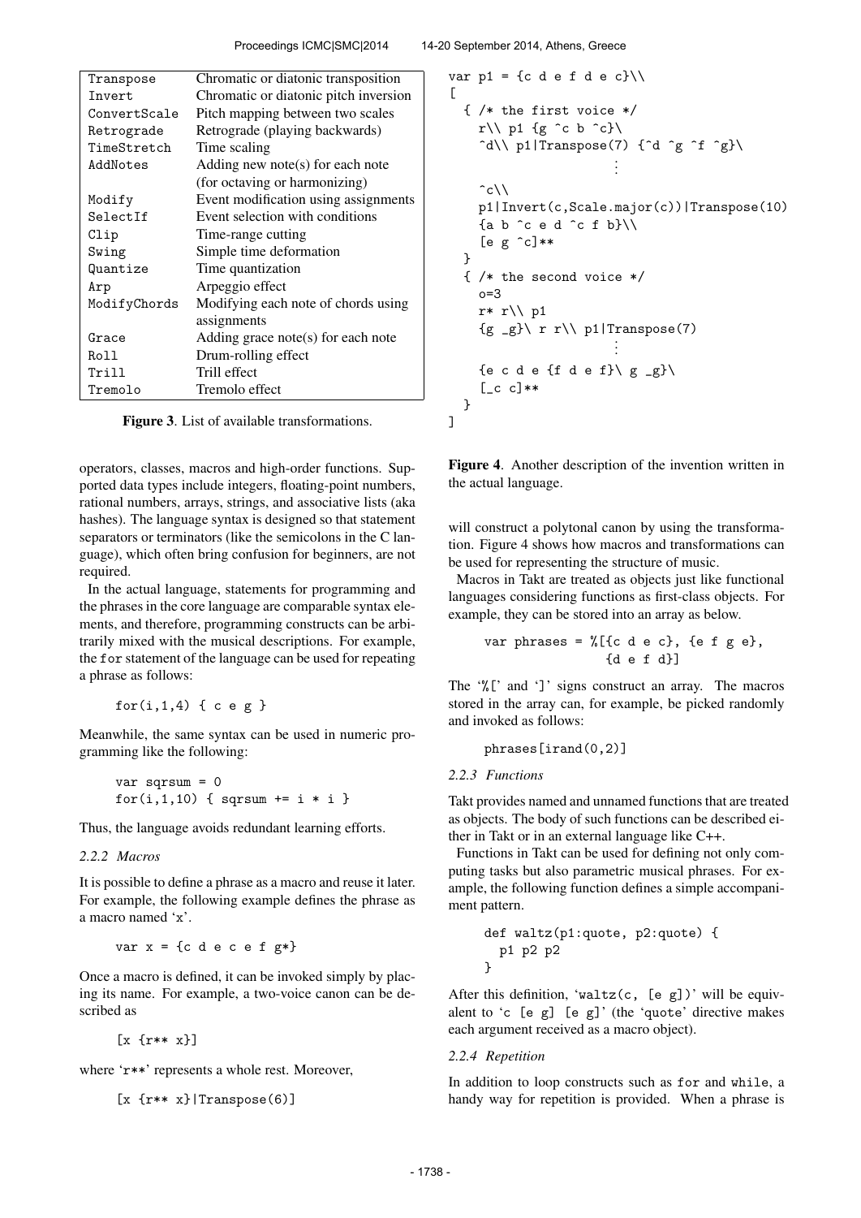| | |
|---|---|
| Transpose | Chromatic or diatonic transposition |
| Invert | Chromatic or diatonic pitch inversion |
| ConvertScale | Pitch mapping between two scales |
| Retrograde | Retrograde (playing backwards) |
| TimeStretch | Time scaling |
| AddNotes | Adding new note(s) for each note (for octaving or harmonizing) |
| Modify | Event modification using assignments |
| SelectIf | Event selection with conditions |
| Clip | Time-range cutting |
| Swing | Simple time deformation |
| Quantize | Time quantization |
| Arp | Arpeggio effect |
| ModifyChords | Modifying each note of chords using assignments |
| Grace | Adding grace note(s) for each note |
| Roll | Drum-rolling effect |
| Trill | Trill effect |
| Tremolo | Tremolo effect |

**Figure 3**. List of available transformations.

operators, classes, macros and high-order functions. Supported data types include integers, floating-point numbers, rational numbers, arrays, strings, and associative lists (aka hashes). The language syntax is designed so that statement separators or terminators (like the semicolons in the C language), which often bring confusion for beginners, are not required.

In the actual language, statements for programming and the phrases in the core language are comparable syntax elements, and therefore, programming constructs can be arbitrarily mixed with the musical descriptions. For example, the for statement of the language can be used for repeating a phrase as follows:

```
for(i,1,4) { c e g }
```

Meanwhile, the same syntax can be used in numeric programming like the following:

```
var sqrsum = 0
for(i,1,10) { sqrsum += i * i }
```

Thus, the language avoids redundant learning efforts.

### 2.2.2 Macros

It is possible to define a phrase as a macro and reuse it later. For example, the following example defines the phrase as a macro named 'x'.

```
var x = {c d e c e f g*}
```

Once a macro is defined, it can be invoked simply by placing its name. For example, a two-voice canon can be described as

```
[x {r** x}]
```

where 'r**' represents a whole rest. Moreover,

```
[x {r** x}|Transpose(6)]
```

will construct a polytonal canon by using the transformation. Figure 4 shows how macros and transformations can be used for representing the structure of music.

```
var p1 = {c d e f d e c}\\
[
  { /* the first voice */
    r\\ p1 {g ^c b ^c}\
    ^d\\ p1|Transpose(7) {^d ^g ^f ^g}\
                       ⋮
    ^c\\
    p1|Invert(c,Scale.major(c))|Transpose(10)
    {a b ^c e d ^c f b}\\
    [e g ^c]**
  }
  { /* the second voice */
    o=3
    r* r\\ p1
    {g _g}\ r r\\ p1|Transpose(7)
                       ⋮
    {e c d e {f d e f}\ g _g}\
    [_c c]**
  }
]
```

**Figure 4**. Another description of the invention written in the actual language.

Macros in Takt are treated as objects just like functional languages considering functions as first-class objects. For example, they can be stored into an array as below.

```
var phrases = %[{c d e c}, {e f g e},
                {d e f d}]
```

The '%[' and ']' signs construct an array. The macros stored in the array can, for example, be picked randomly and invoked as follows:

```
phrases[irand(0,2)]
```

### 2.2.3 Functions

Takt provides named and unnamed functions that are treated as objects. The body of such functions can be described either in Takt or in an external language like C++.

Functions in Takt can be used for defining not only computing tasks but also parametric musical phrases. For example, the following function defines a simple accompaniment pattern.

```
def waltz(p1:quote, p2:quote) {
  p1 p2 p2
}
```

After this definition, 'waltz(c, [e g])' will be equivalent to 'c [e g] [e g]' (the 'quote' directive makes each argument received as a macro object).

### 2.2.4 Repetition

In addition to loop constructs such as for and while, a handy way for repetition is provided. When a phrase is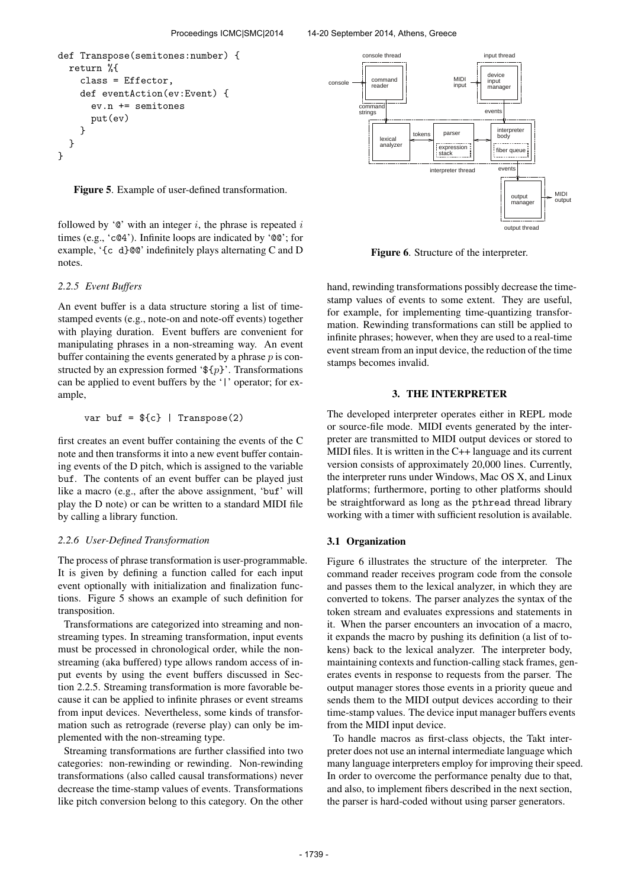```
def Transpose(semitones:number) {
  return %{
    class = Effector,
    def eventAction(ev:Event) {
      ev.n += semitones
      put(ev)
    }
  }
}
```

**Figure 5**. Example of user-defined transformation.

followed by '@' with an integer $i$, the phrase is repeated $i$ times (e.g., 'c@4'). Infinite loops are indicated by '@@'; for example, '{c d}@@' indefinitely plays alternating C and D notes.

### 2.2.5 Event Buffers

An event buffer is a data structure storing a list of time-stamped events (e.g., note-on and note-off events) together with playing duration. Event buffers are convenient for manipulating phrases in a non-streaming way. An event buffer containing the events generated by a phrase $p$ is constructed by an expression formed '${$p$}'. Transformations can be applied to event buffers by the '|' operator; for example,

```
var buf = ${c} | Transpose(2)
```

first creates an event buffer containing the events of the C note and then transforms it into a new event buffer containing events of the D pitch, which is assigned to the variable buf. The contents of an event buffer can be played just like a macro (e.g., after the above assignment, 'buf' will play the D note) or can be written to a standard MIDI file by calling a library function.

### 2.2.6 User-Defined Transformation

The process of phrase transformation is user-programmable. It is given by defining a function called for each input event optionally with initialization and finalization functions. Figure 5 shows an example of such definition for transposition.

Transformations are categorized into streaming and non-streaming types. In streaming transformation, input events must be processed in chronological order, while the non-streaming (aka buffered) type allows random access of input events by using the event buffers discussed in Section 2.2.5. Streaming transformation is more favorable because it can be applied to infinite phrases or event streams from input devices. Nevertheless, some kinds of transformation such as retrograde (reverse play) can only be implemented with the non-streaming type.

Streaming transformations are further classified into two categories: non-rewinding or rewinding. Non-rewinding transformations (also called causal transformations) never decrease the time-stamp values of events. Transformations like pitch conversion belong to this category. On the other hand, rewinding transformations possibly decrease the time-stamp values of events to some extent. They are useful, for example, for implementing time-quantizing transformation. Rewinding transformations can still be applied to infinite phrases; however, when they are used to a real-time event stream from an input device, the reduction of the time stamps becomes invalid.

**Figure 6**. Structure of the interpreter.

## 3. THE INTERPRETER

The developed interpreter operates either in REPL mode or source-file mode. MIDI events generated by the interpreter are transmitted to MIDI output devices or stored to MIDI files. It is written in the C++ language and its current version consists of approximately 20,000 lines. Currently, the interpreter runs under Windows, Mac OS X, and Linux platforms; furthermore, porting to other platforms should be straightforward as long as the pthread thread library working with a timer with sufficient resolution is available.

### 3.1 Organization

Figure 6 illustrates the structure of the interpreter. The command reader receives program code from the console and passes them to the lexical analyzer, in which they are converted to tokens. The parser analyzes the syntax of the token stream and evaluates expressions and statements in it. When the parser encounters an invocation of a macro, it expands the macro by pushing its definition (a list of tokens) back to the lexical analyzer. The interpreter body, maintaining contexts and function-calling stack frames, generates events in response to requests from the parser. The output manager stores those events in a priority queue and sends them to the MIDI output devices according to their time-stamp values. The device input manager buffers events from the MIDI input device.

To handle macros as first-class objects, the Takt interpreter does not use an internal intermediate language which many language interpreters employ for improving their speed. In order to overcome the performance penalty due to that, and also, to implement fibers described in the next section, the parser is hard-coded without using parser generators.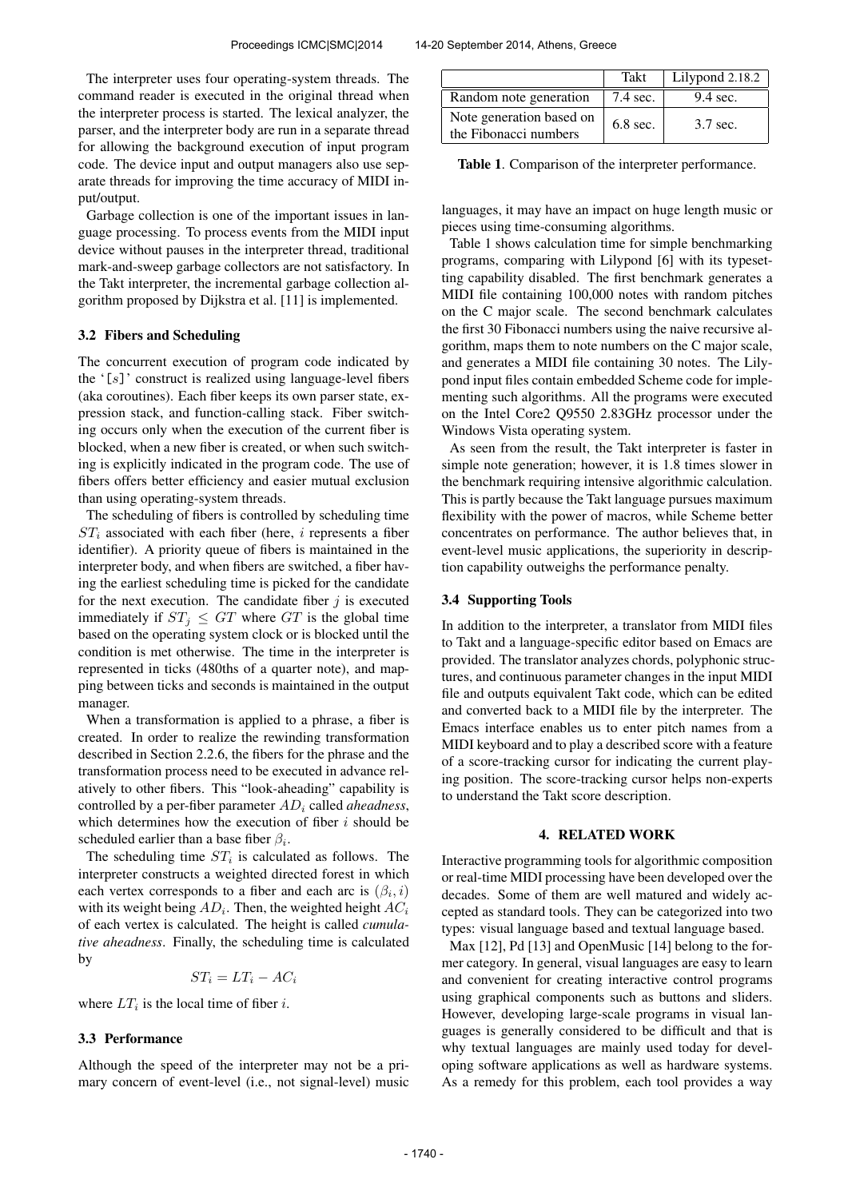The interpreter uses four operating-system threads. The command reader is executed in the original thread when the interpreter process is started. The lexical analyzer, the parser, and the interpreter body are run in a separate thread for allowing the background execution of input program code. The device input and output managers also use separate threads for improving the time accuracy of MIDI input/output.

Garbage collection is one of the important issues in language processing. To process events from the MIDI input device without pauses in the interpreter thread, traditional mark-and-sweep garbage collectors are not satisfactory. In the Takt interpreter, the incremental garbage collection algorithm proposed by Dijkstra et al. [11] is implemented.

### 3.2 Fibers and Scheduling

The concurrent execution of program code indicated by the '[*s*]' construct is realized using language-level fibers (aka coroutines). Each fiber keeps its own parser state, expression stack, and function-calling stack. Fiber switching occurs only when the execution of the current fiber is blocked, when a new fiber is created, or when such switching is explicitly indicated in the program code. The use of fibers offers better efficiency and easier mutual exclusion than using operating-system threads.

The scheduling of fibers is controlled by scheduling time $ST_i$ associated with each fiber (here, $i$ represents a fiber identifier). A priority queue of fibers is maintained in the interpreter body, and when fibers are switched, a fiber having the earliest scheduling time is picked for the candidate for the next execution. The candidate fiber $j$ is executed immediately if $ST_j \leq GT$ where $GT$ is the global time based on the operating system clock or is blocked until the condition is met otherwise. The time in the interpreter is represented in ticks (480ths of a quarter note), and mapping between ticks and seconds is maintained in the output manager.

When a transformation is applied to a phrase, a fiber is created. In order to realize the rewinding transformation described in Section 2.2.6, the fibers for the phrase and the transformation process need to be executed in advance relatively to other fibers. This "look-aheading" capability is controlled by a per-fiber parameter $AD_i$ called *aheadness*, which determines how the execution of fiber $i$ should be scheduled earlier than a base fiber $\beta_i$.

The scheduling time $ST_i$ is calculated as follows. The interpreter constructs a weighted directed forest in which each vertex corresponds to a fiber and each arc is $(\beta_i, i)$ with its weight being $AD_i$. Then, the weighted height $AC_i$ of each vertex is calculated. The height is called *cumulative aheadness*. Finally, the scheduling time is calculated by

$$ST_i = LT_i - AC_i$$

where $LT_i$ is the local time of fiber $i$.

### 3.3 Performance

Although the speed of the interpreter may not be a primary concern of event-level (i.e., not signal-level) music languages, it may have an impact on huge length music or pieces using time-consuming algorithms.

| | Takt | Lilypond 2.18.2 |
|---|---|---|
| Random note generation | 7.4 sec. | 9.4 sec. |
| Note generation based on the Fibonacci numbers | 6.8 sec. | 3.7 sec. |

**Table 1**. Comparison of the interpreter performance.

Table 1 shows calculation time for simple benchmarking programs, comparing with Lilypond [6] with its typesetting capability disabled. The first benchmark generates a MIDI file containing 100,000 notes with random pitches on the C major scale. The second benchmark calculates the first 30 Fibonacci numbers using the naive recursive algorithm, maps them to note numbers on the C major scale, and generates a MIDI file containing 30 notes. The Lilypond input files contain embedded Scheme code for implementing such algorithms. All the programs were executed on the Intel Core2 Q9550 2.83GHz processor under the Windows Vista operating system.

As seen from the result, the Takt interpreter is faster in simple note generation; however, it is 1.8 times slower in the benchmark requiring intensive algorithmic calculation. This is partly because the Takt language pursues maximum flexibility with the power of macros, while Scheme better concentrates on performance. The author believes that, in event-level music applications, the superiority in description capability outweighs the performance penalty.

### 3.4 Supporting Tools

In addition to the interpreter, a translator from MIDI files to Takt and a language-specific editor based on Emacs are provided. The translator analyzes chords, polyphonic structures, and continuous parameter changes in the input MIDI file and outputs equivalent Takt code, which can be edited and converted back to a MIDI file by the interpreter. The Emacs interface enables us to enter pitch names from a MIDI keyboard and to play a described score with a feature of a score-tracking cursor for indicating the current playing position. The score-tracking cursor helps non-experts to understand the Takt score description.

## 4. RELATED WORK

Interactive programming tools for algorithmic composition or real-time MIDI processing have been developed over the decades. Some of them are well matured and widely accepted as standard tools. They can be categorized into two types: visual language based and textual language based.

Max [12], Pd [13] and OpenMusic [14] belong to the former category. In general, visual languages are easy to learn and convenient for creating interactive control programs using graphical components such as buttons and sliders. However, developing large-scale programs in visual languages is generally considered to be difficult and that is why textual languages are mainly used today for developing software applications as well as hardware systems. As a remedy for this problem, each tool provides a way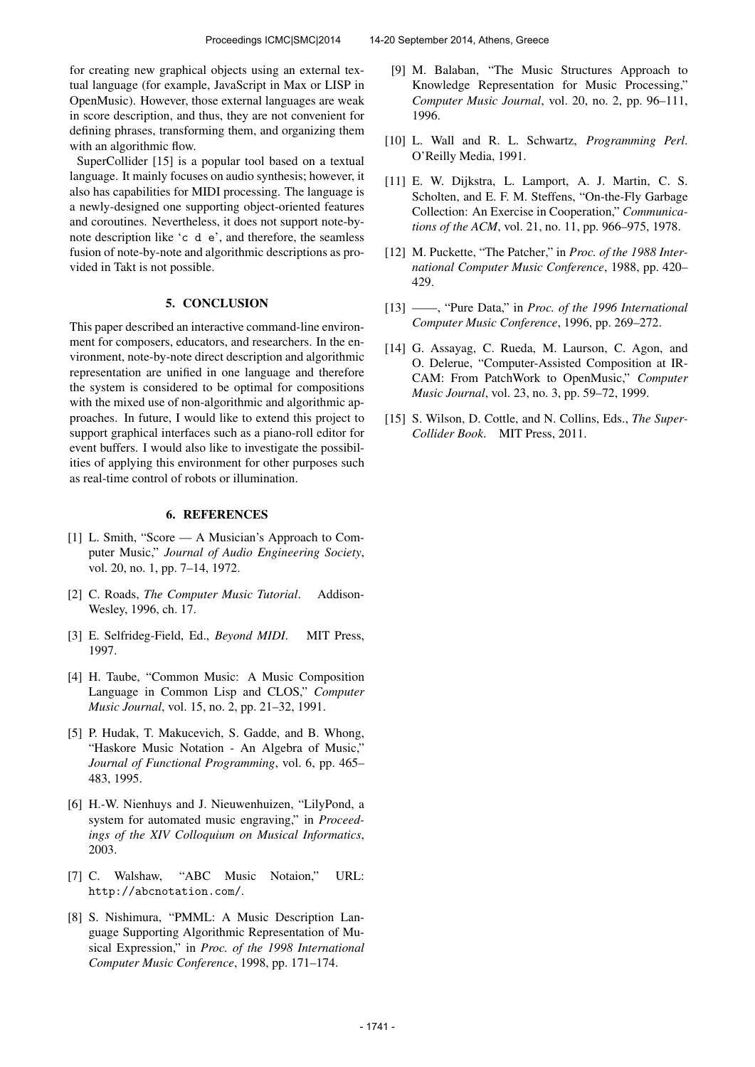for creating new graphical objects using an external textual language (for example, JavaScript in Max or LISP in OpenMusic). However, those external languages are weak in score description, and thus, they are not convenient for defining phrases, transforming them, and organizing them with an algorithmic flow.

SuperCollider [15] is a popular tool based on a textual language. It mainly focuses on audio synthesis; however, it also has capabilities for MIDI processing. The language is a newly-designed one supporting object-oriented features and coroutines. Nevertheless, it does not support note-by-note description like '`c d e`', and therefore, the seamless fusion of note-by-note and algorithmic descriptions as provided in Takt is not possible.

## 5. CONCLUSION

This paper described an interactive command-line environment for composers, educators, and researchers. In the environment, note-by-note direct description and algorithmic representation are unified in one language and therefore the system is considered to be optimal for compositions with the mixed use of non-algorithmic and algorithmic approaches. In future, I would like to extend this project to support graphical interfaces such as a piano-roll editor for event buffers. I would also like to investigate the possibilities of applying this environment for other purposes such as real-time control of robots or illumination.

## 6. REFERENCES

[1] L. Smith, "Score — A Musician's Approach to Computer Music," *Journal of Audio Engineering Society*, vol. 20, no. 1, pp. 7–14, 1972.

[2] C. Roads, *The Computer Music Tutorial*. Addison-Wesley, 1996, ch. 17.

[3] E. Selfrideg-Field, Ed., *Beyond MIDI*. MIT Press, 1997.

[4] H. Taube, "Common Music: A Music Composition Language in Common Lisp and CLOS," *Computer Music Journal*, vol. 15, no. 2, pp. 21–32, 1991.

[5] P. Hudak, T. Makucevich, S. Gadde, and B. Whong, "Haskore Music Notation - An Algebra of Music," *Journal of Functional Programming*, vol. 6, pp. 465–483, 1995.

[6] H.-W. Nienhuys and J. Nieuwenhuizen, "LilyPond, a system for automated music engraving," in *Proceedings of the XIV Colloquium on Musical Informatics*, 2003.

[7] C. Walshaw, "ABC Music Notaion," URL: `http://abcnotation.com/`.

[8] S. Nishimura, "PMML: A Music Description Language Supporting Algorithmic Representation of Musical Expression," in *Proc. of the 1998 International Computer Music Conference*, 1998, pp. 171–174.

[9] M. Balaban, "The Music Structures Approach to Knowledge Representation for Music Processing," *Computer Music Journal*, vol. 20, no. 2, pp. 96–111, 1996.

[10] L. Wall and R. L. Schwartz, *Programming Perl*. O'Reilly Media, 1991.

[11] E. W. Dijkstra, L. Lamport, A. J. Martin, C. S. Scholten, and E. F. M. Steffens, "On-the-Fly Garbage Collection: An Exercise in Cooperation," *Communications of the ACM*, vol. 21, no. 11, pp. 966–975, 1978.

[12] M. Puckette, "The Patcher," in *Proc. of the 1988 International Computer Music Conference*, 1988, pp. 420–429.

[13] ——, "Pure Data," in *Proc. of the 1996 International Computer Music Conference*, 1996, pp. 269–272.

[14] G. Assayag, C. Rueda, M. Laurson, C. Agon, and O. Delerue, "Computer-Assisted Composition at IRCAM: From PatchWork to OpenMusic," *Computer Music Journal*, vol. 23, no. 3, pp. 59–72, 1999.

[15] S. Wilson, D. Cottle, and N. Collins, Eds., *The SuperCollider Book*. MIT Press, 2011.